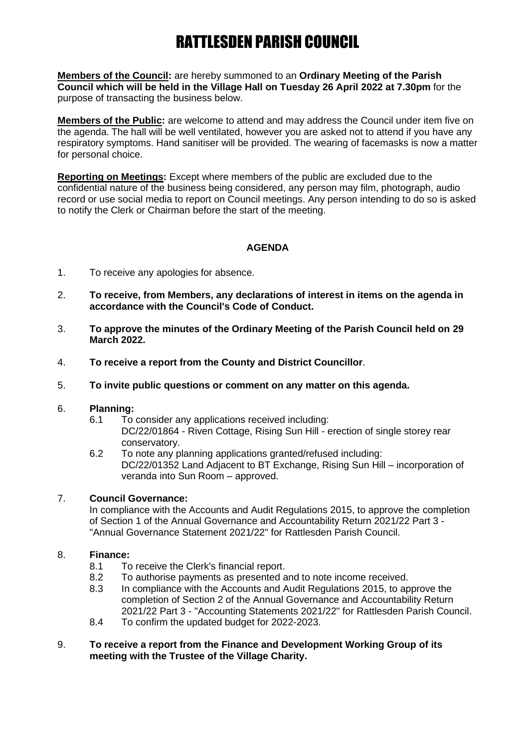# RATTLESDEN PARISH COUNCIL

**Members of the Council:** are hereby summoned to an **Ordinary Meeting of the Parish Council which will be held in the Village Hall on Tuesday 26 April 2022 at 7.30pm** for the purpose of transacting the business below.

**Members of the Public:** are welcome to attend and may address the Council under item five on the agenda. The hall will be well ventilated, however you are asked not to attend if you have any respiratory symptoms. Hand sanitiser will be provided. The wearing of facemasks is now a matter for personal choice.

**Reporting on Meetings:** Except where members of the public are excluded due to the confidential nature of the business being considered, any person may film, photograph, audio record or use social media to report on Council meetings. Any person intending to do so is asked to notify the Clerk or Chairman before the start of the meeting.

**AGENDA**

1. To receive any apologies for absence.

2. **To receive, from Members, any declarations of interest in items on the agenda in accordance with the Council's Code of Conduct.**

3. **To approve the minutes of the Ordinary Meeting of the Parish Council held on 29 March 2022.**

4. **To receive a report from the County and District Councillor**.

5. **To invite public questions or comment on any matter on this agenda.**

6. **Planning:**
   - 6.1 To consider any applications received including:
     DC/22/01864 - Riven Cottage, Rising Sun Hill - erection of single storey rear conservatory.
   - 6.2 To note any planning applications granted/refused including:
     DC/22/01352 Land Adjacent to BT Exchange, Rising Sun Hill – incorporation of veranda into Sun Room – approved.

7. **Council Governance:**
   In compliance with the Accounts and Audit Regulations 2015, to approve the completion of Section 1 of the Annual Governance and Accountability Return 2021/22 Part 3 - "Annual Governance Statement 2021/22" for Rattlesden Parish Council.

8. **Finance:**
   - 8.1 To receive the Clerk's financial report.
   - 8.2 To authorise payments as presented and to note income received.
   - 8.3 In compliance with the Accounts and Audit Regulations 2015, to approve the completion of Section 2 of the Annual Governance and Accountability Return 2021/22 Part 3 - "Accounting Statements 2021/22" for Rattlesden Parish Council.
   - 8.4 To confirm the updated budget for 2022-2023.

9. **To receive a report from the Finance and Development Working Group of its meeting with the Trustee of the Village Charity.**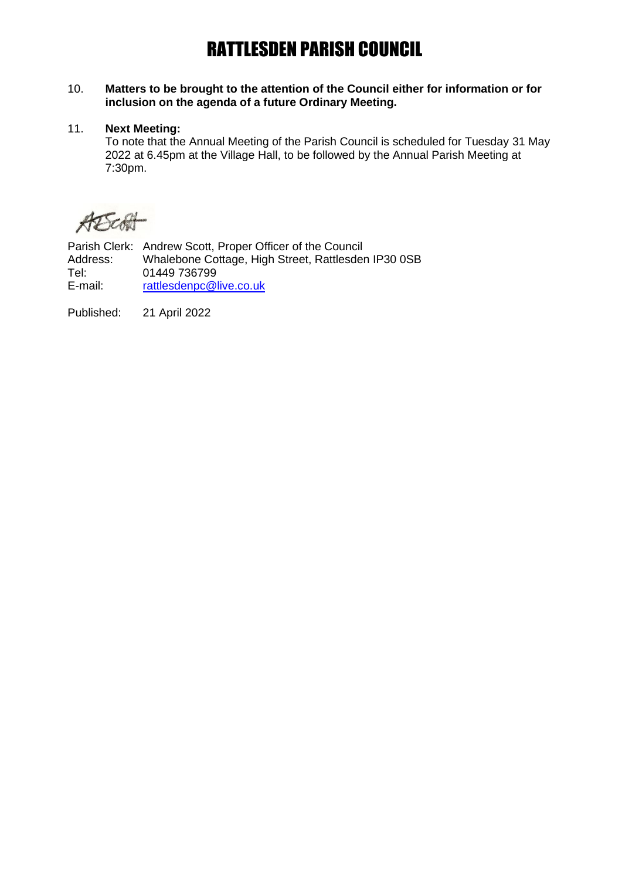# RATTLESDEN PARISH COUNCIL

10. **Matters to be brought to the attention of the Council either for information or for inclusion on the agenda of a future Ordinary Meeting.**

11. **Next Meeting:**
    To note that the Annual Meeting of the Parish Council is scheduled for Tuesday 31 May 2022 at 6.45pm at the Village Hall, to be followed by the Annual Parish Meeting at 7:30pm.

AEScott

| | |
|---|---|
| Parish Clerk: | Andrew Scott, Proper Officer of the Council |
| Address: | Whalebone Cottage, High Street, Rattlesden IP30 0SB |
| Tel: | 01449 736799 |
| E-mail: | rattlesdenpc@live.co.uk |

Published: 21 April 2022